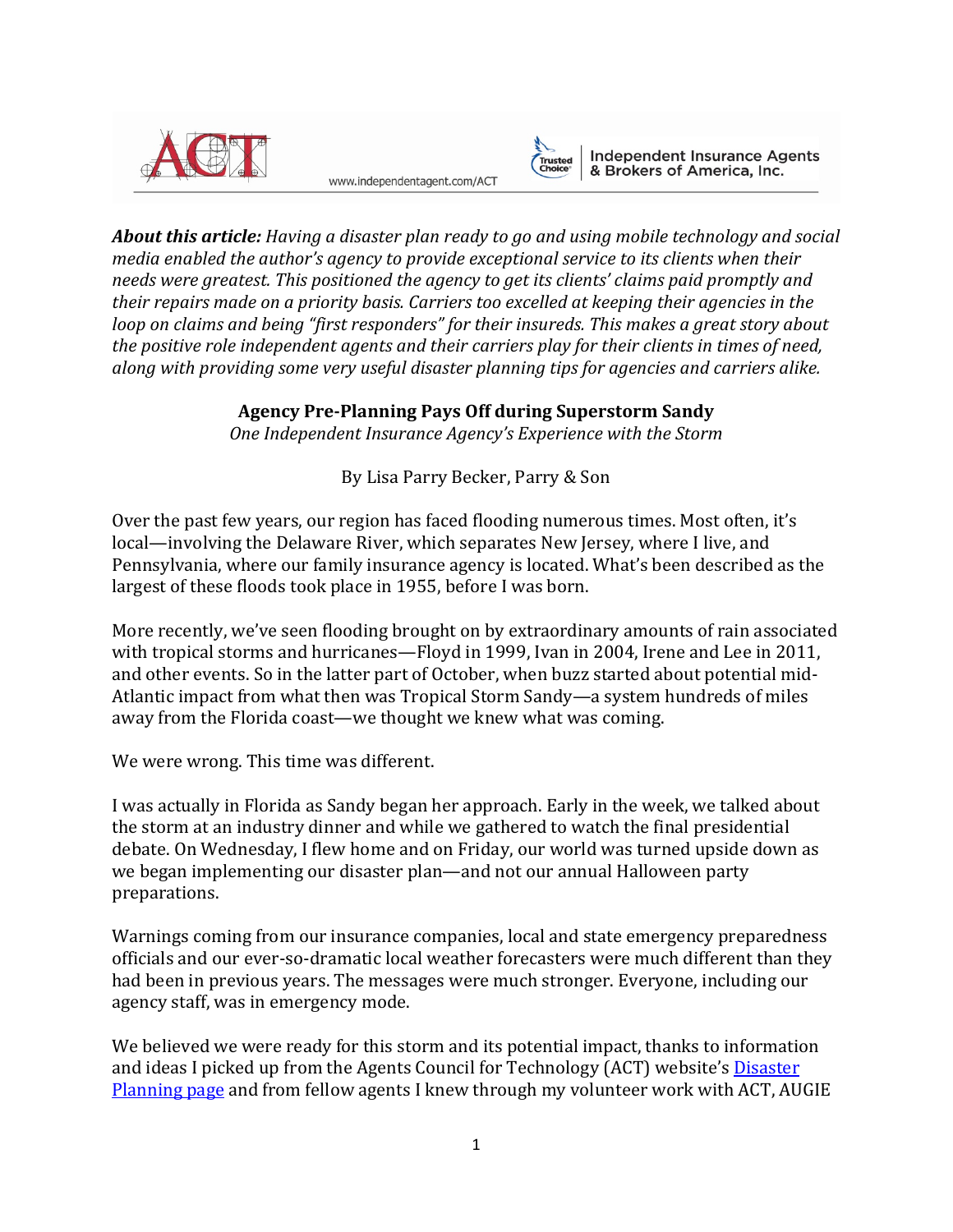*About this article: Having a disaster plan ready to go and using mobile technology and social media enabled the author's agency to provide exceptional service to its clients when their needs were greatest. This positioned the agency to get its clients' claims paid promptly and their repairs made on a priority basis. Carriers too excelled at keeping their agencies in the loop on claims and being "first responders" for their insureds. This makes a great story about the positive role independent agents and their carriers play for their clients in times of need, along with providing some very useful disaster planning tips for agencies and carriers alike.*

## Agency Pre-Planning Pays Off during Superstorm Sandy

*One Independent Insurance Agency's Experience with the Storm*

By Lisa Parry Becker, Parry & Son

Over the past few years, our region has faced flooding numerous times. Most often, it's local—involving the Delaware River, which separates New Jersey, where I live, and Pennsylvania, where our family insurance agency is located. What's been described as the largest of these floods took place in 1955, before I was born.

More recently, we've seen flooding brought on by extraordinary amounts of rain associated with tropical storms and hurricanes—Floyd in 1999, Ivan in 2004, Irene and Lee in 2011, and other events. So in the latter part of October, when buzz started about potential mid-Atlantic impact from what then was Tropical Storm Sandy—a system hundreds of miles away from the Florida coast—we thought we knew what was coming.

We were wrong. This time was different.

I was actually in Florida as Sandy began her approach. Early in the week, we talked about the storm at an industry dinner and while we gathered to watch the final presidential debate. On Wednesday, I flew home and on Friday, our world was turned upside down as we began implementing our disaster plan—and not our annual Halloween party preparations.

Warnings coming from our insurance companies, local and state emergency preparedness officials and our ever-so-dramatic local weather forecasters were much different than they had been in previous years. The messages were much stronger. Everyone, including our agency staff, was in emergency mode.

We believed we were ready for this storm and its potential impact, thanks to information and ideas I picked up from the Agents Council for Technology (ACT) website's Disaster Planning page and from fellow agents I knew through my volunteer work with ACT, AUGIE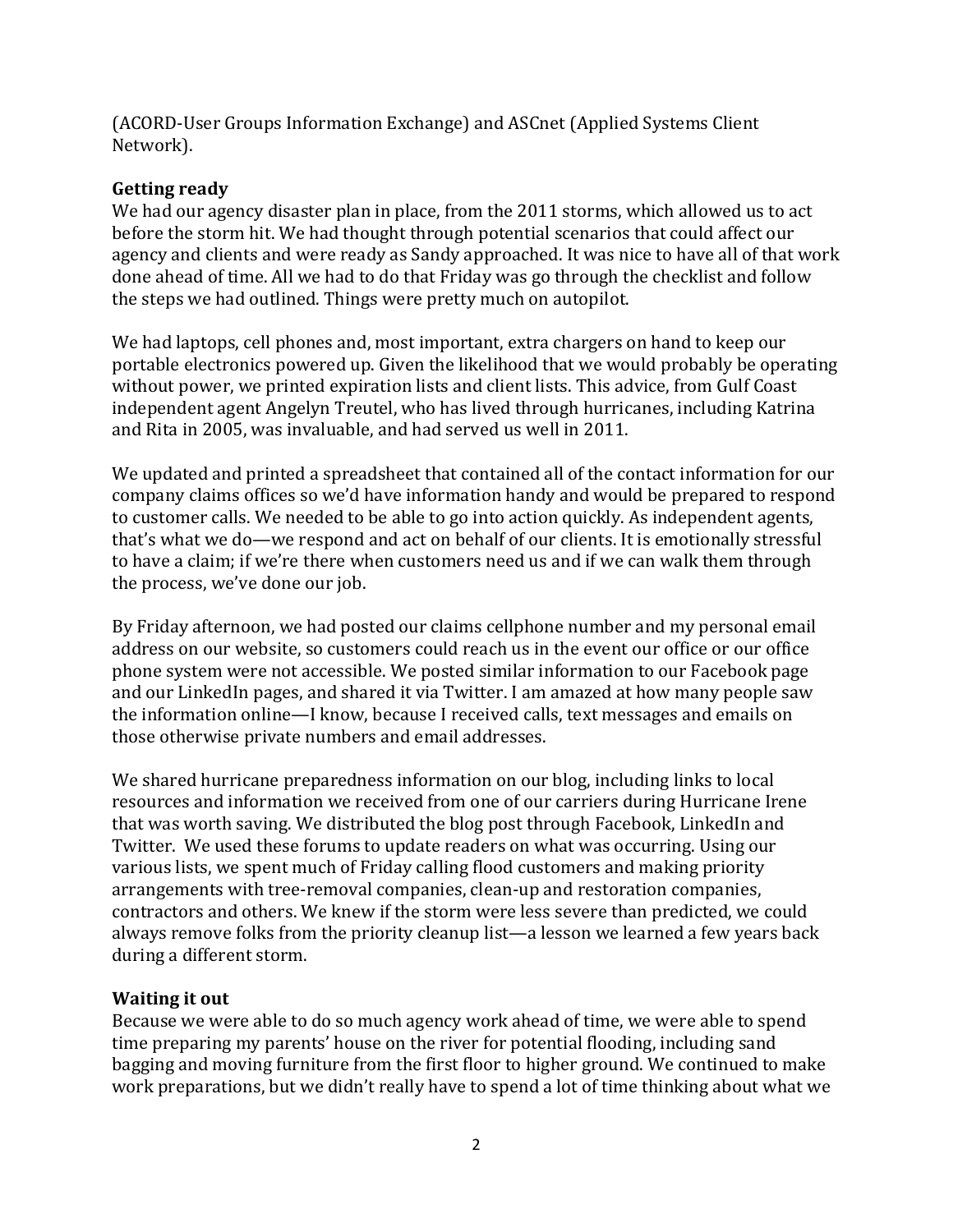(ACORD-User Groups Information Exchange) and ASCnet (Applied Systems Client Network).

**Getting ready**

We had our agency disaster plan in place, from the 2011 storms, which allowed us to act before the storm hit. We had thought through potential scenarios that could affect our agency and clients and were ready as Sandy approached. It was nice to have all of that work done ahead of time. All we had to do that Friday was go through the checklist and follow the steps we had outlined. Things were pretty much on autopilot.

We had laptops, cell phones and, most important, extra chargers on hand to keep our portable electronics powered up. Given the likelihood that we would probably be operating without power, we printed expiration lists and client lists. This advice, from Gulf Coast independent agent Angelyn Treutel, who has lived through hurricanes, including Katrina and Rita in 2005, was invaluable, and had served us well in 2011.

We updated and printed a spreadsheet that contained all of the contact information for our company claims offices so we'd have information handy and would be prepared to respond to customer calls. We needed to be able to go into action quickly. As independent agents, that's what we do—we respond and act on behalf of our clients. It is emotionally stressful to have a claim; if we're there when customers need us and if we can walk them through the process, we've done our job.

By Friday afternoon, we had posted our claims cellphone number and my personal email address on our website, so customers could reach us in the event our office or our office phone system were not accessible. We posted similar information to our Facebook page and our LinkedIn pages, and shared it via Twitter. I am amazed at how many people saw the information online—I know, because I received calls, text messages and emails on those otherwise private numbers and email addresses.

We shared hurricane preparedness information on our blog, including links to local resources and information we received from one of our carriers during Hurricane Irene that was worth saving. We distributed the blog post through Facebook, LinkedIn and Twitter. We used these forums to update readers on what was occurring. Using our various lists, we spent much of Friday calling flood customers and making priority arrangements with tree-removal companies, clean-up and restoration companies, contractors and others. We knew if the storm were less severe than predicted, we could always remove folks from the priority cleanup list—a lesson we learned a few years back during a different storm.

**Waiting it out**

Because we were able to do so much agency work ahead of time, we were able to spend time preparing my parents' house on the river for potential flooding, including sand bagging and moving furniture from the first floor to higher ground. We continued to make work preparations, but we didn't really have to spend a lot of time thinking about what we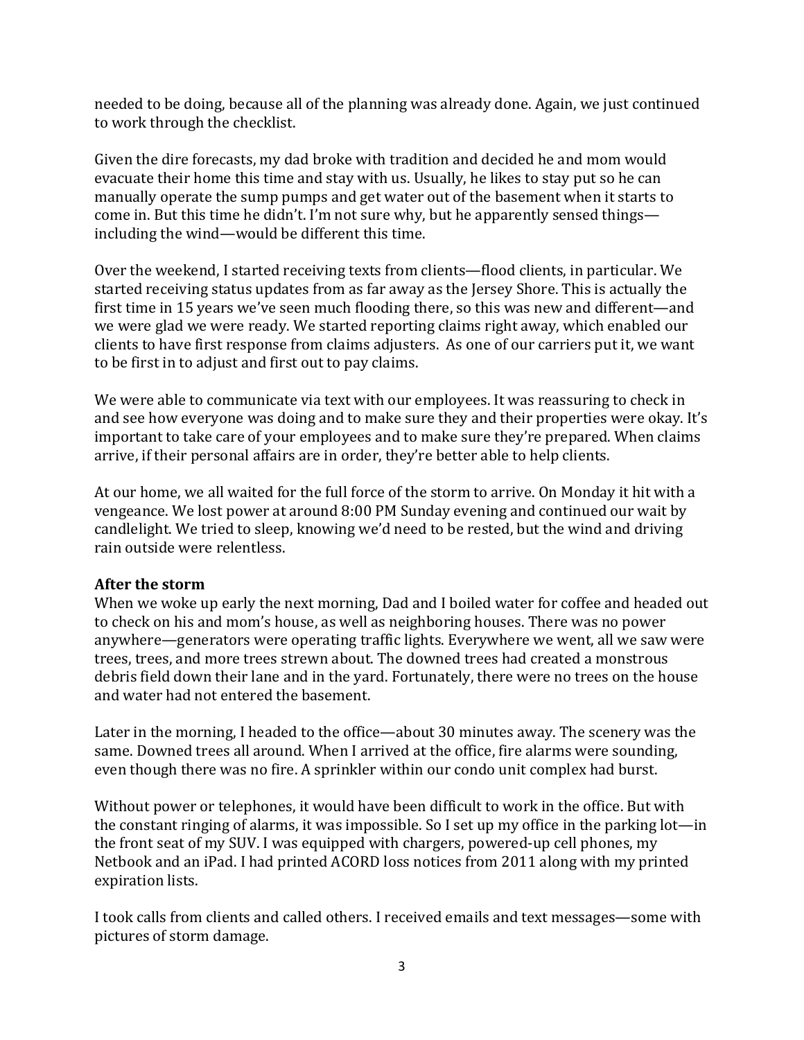needed to be doing, because all of the planning was already done. Again, we just continued to work through the checklist.

Given the dire forecasts, my dad broke with tradition and decided he and mom would evacuate their home this time and stay with us. Usually, he likes to stay put so he can manually operate the sump pumps and get water out of the basement when it starts to come in. But this time he didn't. I'm not sure why, but he apparently sensed things—including the wind—would be different this time.

Over the weekend, I started receiving texts from clients—flood clients, in particular. We started receiving status updates from as far away as the Jersey Shore. This is actually the first time in 15 years we've seen much flooding there, so this was new and different—and we were glad we were ready. We started reporting claims right away, which enabled our clients to have first response from claims adjusters. As one of our carriers put it, we want to be first in to adjust and first out to pay claims.

We were able to communicate via text with our employees. It was reassuring to check in and see how everyone was doing and to make sure they and their properties were okay. It's important to take care of your employees and to make sure they're prepared. When claims arrive, if their personal affairs are in order, they're better able to help clients.

At our home, we all waited for the full force of the storm to arrive. On Monday it hit with a vengeance. We lost power at around 8:00 PM Sunday evening and continued our wait by candlelight. We tried to sleep, knowing we'd need to be rested, but the wind and driving rain outside were relentless.

**After the storm**

When we woke up early the next morning, Dad and I boiled water for coffee and headed out to check on his and mom's house, as well as neighboring houses. There was no power anywhere—generators were operating traffic lights. Everywhere we went, all we saw were trees, trees, and more trees strewn about. The downed trees had created a monstrous debris field down their lane and in the yard. Fortunately, there were no trees on the house and water had not entered the basement.

Later in the morning, I headed to the office—about 30 minutes away. The scenery was the same. Downed trees all around. When I arrived at the office, fire alarms were sounding, even though there was no fire. A sprinkler within our condo unit complex had burst.

Without power or telephones, it would have been difficult to work in the office. But with the constant ringing of alarms, it was impossible. So I set up my office in the parking lot—in the front seat of my SUV. I was equipped with chargers, powered-up cell phones, my Netbook and an iPad. I had printed ACORD loss notices from 2011 along with my printed expiration lists.

I took calls from clients and called others. I received emails and text messages—some with pictures of storm damage.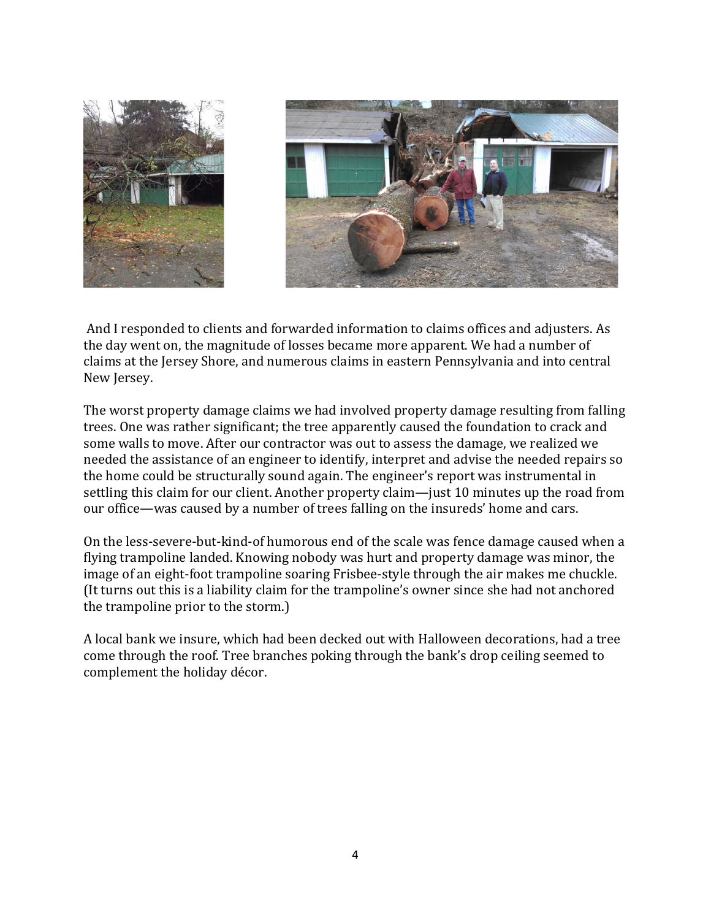And I responded to clients and forwarded information to claims offices and adjusters. As the day went on, the magnitude of losses became more apparent. We had a number of claims at the Jersey Shore, and numerous claims in eastern Pennsylvania and into central New Jersey.

The worst property damage claims we had involved property damage resulting from falling trees. One was rather significant; the tree apparently caused the foundation to crack and some walls to move. After our contractor was out to assess the damage, we realized we needed the assistance of an engineer to identify, interpret and advise the needed repairs so the home could be structurally sound again. The engineer's report was instrumental in settling this claim for our client. Another property claim—just 10 minutes up the road from our office—was caused by a number of trees falling on the insureds' home and cars.

On the less-severe-but-kind-of humorous end of the scale was fence damage caused when a flying trampoline landed. Knowing nobody was hurt and property damage was minor, the image of an eight-foot trampoline soaring Frisbee-style through the air makes me chuckle. (It turns out this is a liability claim for the trampoline's owner since she had not anchored the trampoline prior to the storm.)

A local bank we insure, which had been decked out with Halloween decorations, had a tree come through the roof. Tree branches poking through the bank's drop ceiling seemed to complement the holiday décor.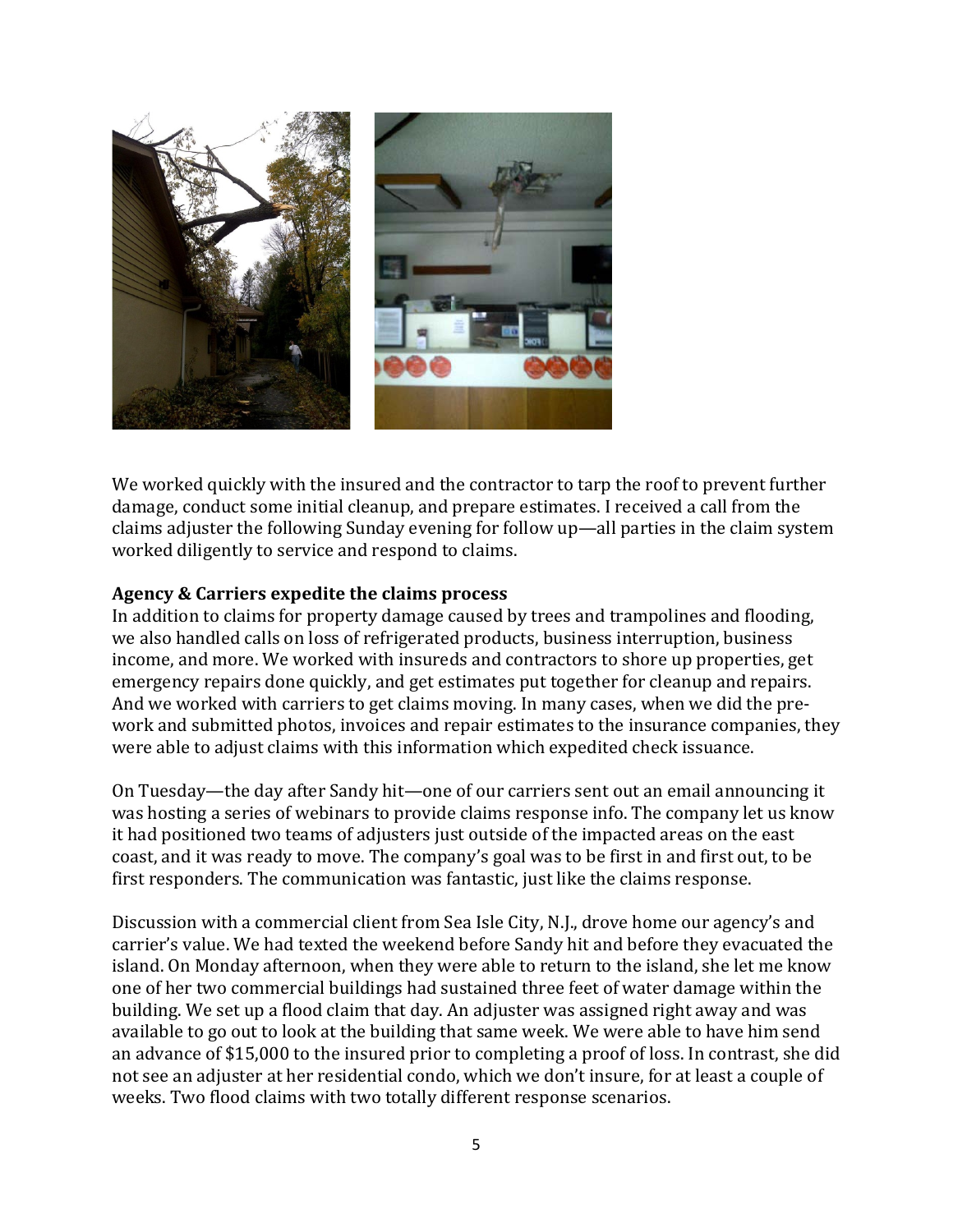We worked quickly with the insured and the contractor to tarp the roof to prevent further damage, conduct some initial cleanup, and prepare estimates. I received a call from the claims adjuster the following Sunday evening for follow up—all parties in the claim system worked diligently to service and respond to claims.

**Agency & Carriers expedite the claims process**

In addition to claims for property damage caused by trees and trampolines and flooding, we also handled calls on loss of refrigerated products, business interruption, business income, and more. We worked with insureds and contractors to shore up properties, get emergency repairs done quickly, and get estimates put together for cleanup and repairs. And we worked with carriers to get claims moving. In many cases, when we did the pre-work and submitted photos, invoices and repair estimates to the insurance companies, they were able to adjust claims with this information which expedited check issuance.

On Tuesday—the day after Sandy hit—one of our carriers sent out an email announcing it was hosting a series of webinars to provide claims response info. The company let us know it had positioned two teams of adjusters just outside of the impacted areas on the east coast, and it was ready to move. The company's goal was to be first in and first out, to be first responders. The communication was fantastic, just like the claims response.

Discussion with a commercial client from Sea Isle City, N.J., drove home our agency's and carrier's value. We had texted the weekend before Sandy hit and before they evacuated the island. On Monday afternoon, when they were able to return to the island, she let me know one of her two commercial buildings had sustained three feet of water damage within the building. We set up a flood claim that day. An adjuster was assigned right away and was available to go out to look at the building that same week. We were able to have him send an advance of $15,000 to the insured prior to completing a proof of loss. In contrast, she did not see an adjuster at her residential condo, which we don't insure, for at least a couple of weeks. Two flood claims with two totally different response scenarios.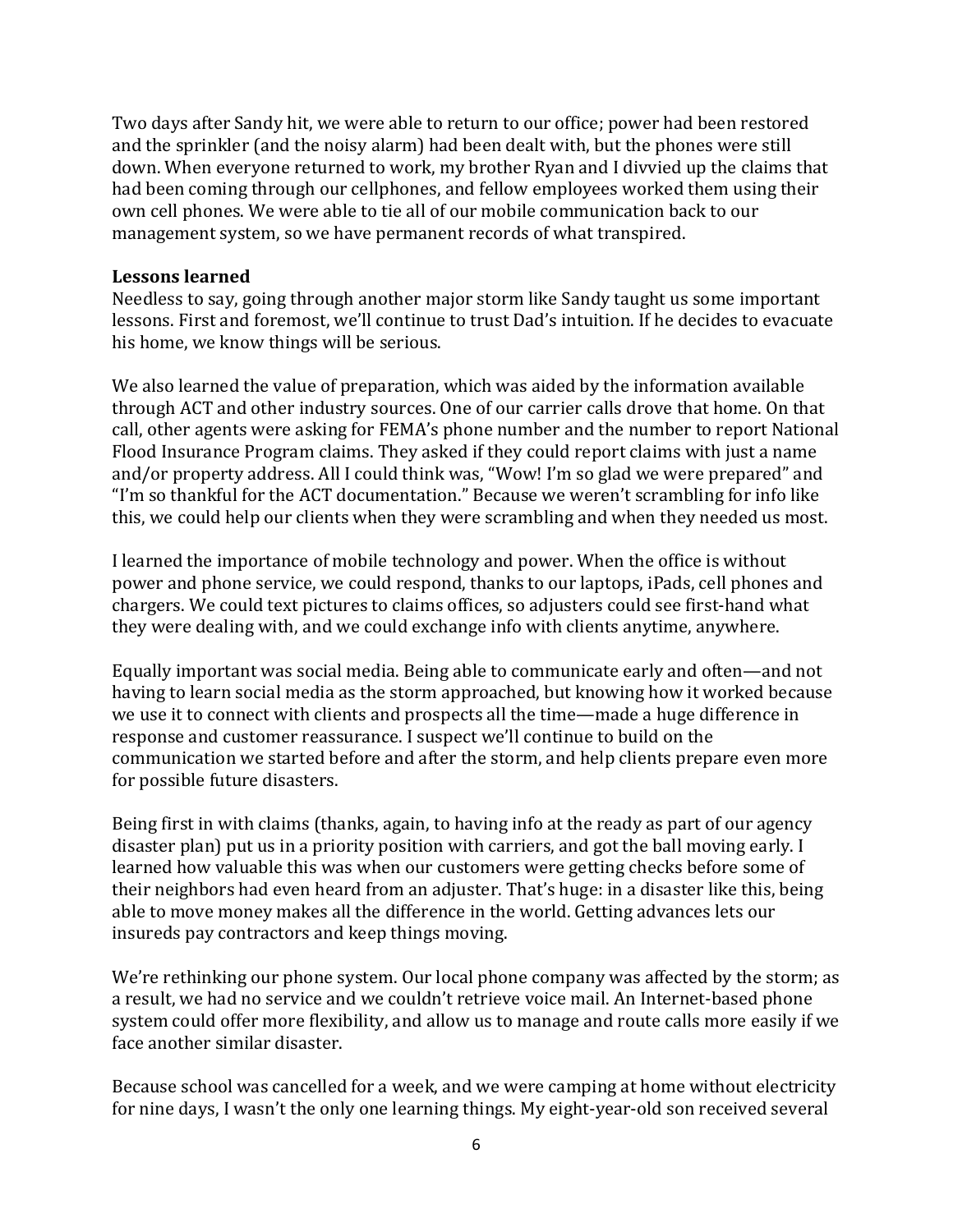Two days after Sandy hit, we were able to return to our office; power had been restored and the sprinkler (and the noisy alarm) had been dealt with, but the phones were still down. When everyone returned to work, my brother Ryan and I divvied up the claims that had been coming through our cellphones, and fellow employees worked them using their own cell phones. We were able to tie all of our mobile communication back to our management system, so we have permanent records of what transpired.

**Lessons learned**

Needless to say, going through another major storm like Sandy taught us some important lessons. First and foremost, we'll continue to trust Dad's intuition. If he decides to evacuate his home, we know things will be serious.

We also learned the value of preparation, which was aided by the information available through ACT and other industry sources. One of our carrier calls drove that home. On that call, other agents were asking for FEMA's phone number and the number to report National Flood Insurance Program claims. They asked if they could report claims with just a name and/or property address. All I could think was, "Wow! I'm so glad we were prepared" and "I'm so thankful for the ACT documentation." Because we weren't scrambling for info like this, we could help our clients when they were scrambling and when they needed us most.

I learned the importance of mobile technology and power. When the office is without power and phone service, we could respond, thanks to our laptops, iPads, cell phones and chargers. We could text pictures to claims offices, so adjusters could see first-hand what they were dealing with, and we could exchange info with clients anytime, anywhere.

Equally important was social media. Being able to communicate early and often—and not having to learn social media as the storm approached, but knowing how it worked because we use it to connect with clients and prospects all the time—made a huge difference in response and customer reassurance. I suspect we'll continue to build on the communication we started before and after the storm, and help clients prepare even more for possible future disasters.

Being first in with claims (thanks, again, to having info at the ready as part of our agency disaster plan) put us in a priority position with carriers, and got the ball moving early. I learned how valuable this was when our customers were getting checks before some of their neighbors had even heard from an adjuster. That's huge: in a disaster like this, being able to move money makes all the difference in the world. Getting advances lets our insureds pay contractors and keep things moving.

We're rethinking our phone system. Our local phone company was affected by the storm; as a result, we had no service and we couldn't retrieve voice mail. An Internet-based phone system could offer more flexibility, and allow us to manage and route calls more easily if we face another similar disaster.

Because school was cancelled for a week, and we were camping at home without electricity for nine days, I wasn't the only one learning things. My eight-year-old son received several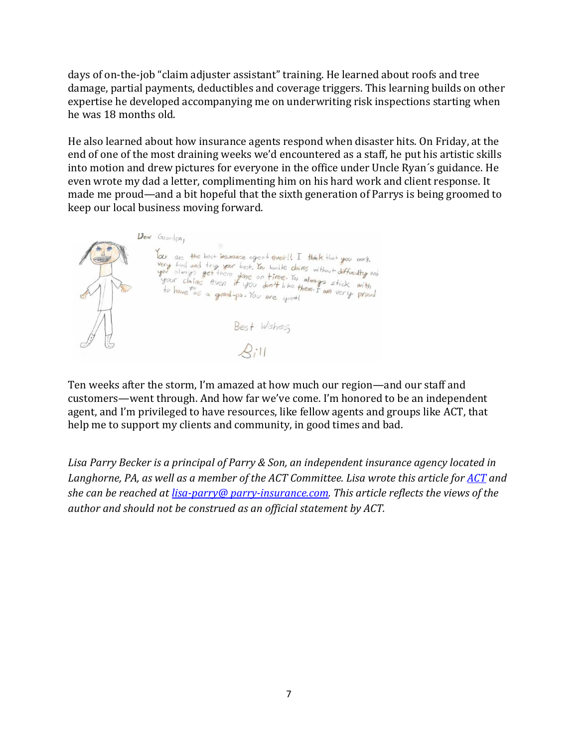days of on-the-job "claim adjuster assistant" training. He learned about roofs and tree damage, partial payments, deductibles and coverage triggers. This learning builds on other expertise he developed accompanying me on underwriting risk inspections starting when he was 18 months old.

He also learned about how insurance agents respond when disaster hits. On Friday, at the end of one of the most draining weeks we'd encountered as a staff, he put his artistic skills into motion and drew pictures for everyone in the office under Uncle Ryan´s guidance. He even wrote my dad a letter, complimenting him on his hard work and client response. It made me proud—and a bit hopeful that the sixth generation of Parrys is being groomed to keep our local business moving forward.

> Dear Grandpa,
>
> You are the best insurance agent ever!! I think that you work very hard and try your best. You handle claims without difficulty and you always get them done on time. You always stick with your claims even if you don't like them. I am very proud to have you as a grand-pa. You are great!
>
> Best Wishes,
>
> Bill

Ten weeks after the storm, I'm amazed at how much our region—and our staff and customers—went through. And how far we've come. I'm honored to be an independent agent, and I'm privileged to have resources, like fellow agents and groups like ACT, that help me to support my clients and community, in good times and bad.

*Lisa Parry Becker is a principal of Parry & Son, an independent insurance agency located in Langhorne, PA, as well as a member of the ACT Committee. Lisa wrote this article for ACT and she can be reached at lisa-parry@ parry-insurance.com. This article reflects the views of the author and should not be construed as an official statement by ACT.*